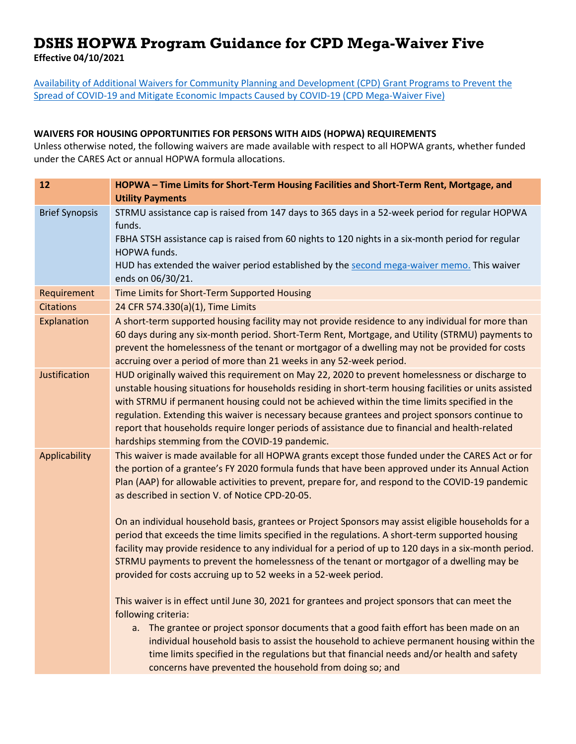# DSHS HOPWA Program Guidance for CPD Mega-Waiver Five

**Effective 04/10/2021**

[Availability of Additional Waivers for Community Planning and Development (CPD) Grant Programs to Prevent the Spread of COVID-19 and Mitigate Economic Impacts Caused by COVID-19 (CPD Mega-Waiver Five)]

**WAIVERS FOR HOUSING OPPORTUNITIES FOR PERSONS WITH AIDS (HOPWA) REQUIREMENTS**

Unless otherwise noted, the following waivers are made available with respect to all HOPWA grants, whether funded under the CARES Act or annual HOPWA formula allocations.

| 12 | HOPWA – Time Limits for Short-Term Housing Facilities and Short-Term Rent, Mortgage, and Utility Payments |
|---|---|
| Brief Synopsis | STRMU assistance cap is raised from 147 days to 365 days in a 52-week period for regular HOPWA funds.<br>FBHA STSH assistance cap is raised from 60 nights to 120 nights in a six-month period for regular HOPWA funds.<br>HUD has extended the waiver period established by the second mega-waiver memo. This waiver ends on 06/30/21. |
| Requirement | Time Limits for Short-Term Supported Housing |
| Citations | 24 CFR 574.330(a)(1), Time Limits |
| Explanation | A short-term supported housing facility may not provide residence to any individual for more than 60 days during any six-month period. Short-Term Rent, Mortgage, and Utility (STRMU) payments to prevent the homelessness of the tenant or mortgagor of a dwelling may not be provided for costs accruing over a period of more than 21 weeks in any 52-week period. |
| Justification | HUD originally waived this requirement on May 22, 2020 to prevent homelessness or discharge to unstable housing situations for households residing in short-term housing facilities or units assisted with STRMU if permanent housing could not be achieved within the time limits specified in the regulation. Extending this waiver is necessary because grantees and project sponsors continue to report that households require longer periods of assistance due to financial and health-related hardships stemming from the COVID-19 pandemic. |
| Applicability | This waiver is made available for all HOPWA grants except those funded under the CARES Act or for the portion of a grantee's FY 2020 formula funds that have been approved under its Annual Action Plan (AAP) for allowable activities to prevent, prepare for, and respond to the COVID-19 pandemic as described in section V. of Notice CPD-20-05.<br><br>On an individual household basis, grantees or Project Sponsors may assist eligible households for a period that exceeds the time limits specified in the regulations. A short-term supported housing facility may provide residence to any individual for a period of up to 120 days in a six-month period. STRMU payments to prevent the homelessness of the tenant or mortgagor of a dwelling may be provided for costs accruing up to 52 weeks in a 52-week period.<br><br>This waiver is in effect until June 30, 2021 for grantees and project sponsors that can meet the following criteria:<br>a. The grantee or project sponsor documents that a good faith effort has been made on an individual household basis to assist the household to achieve permanent housing within the time limits specified in the regulations but that financial needs and/or health and safety concerns have prevented the household from doing so; and |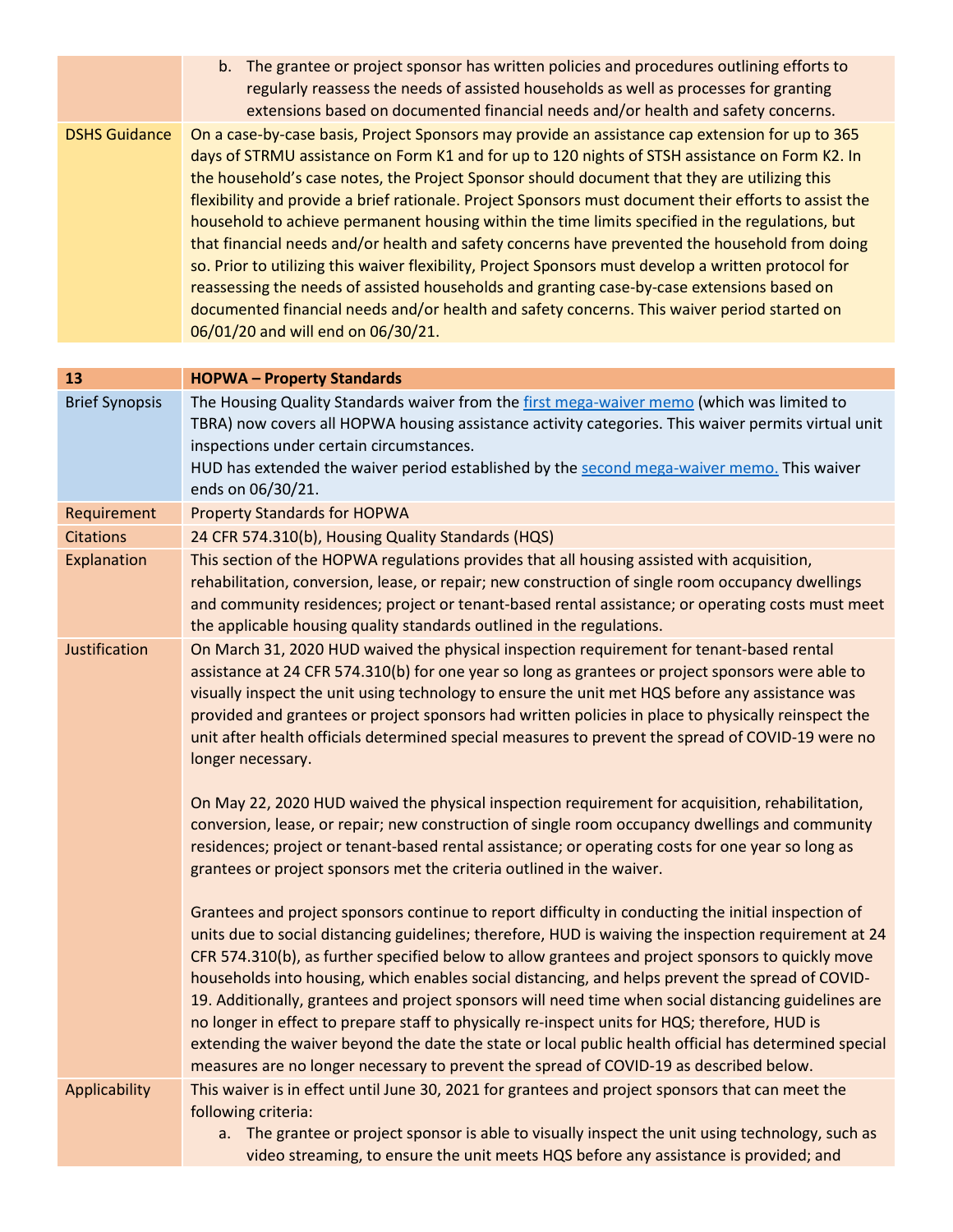| | |
|---|---|
| | b. The grantee or project sponsor has written policies and procedures outlining efforts to regularly reassess the needs of assisted households as well as processes for granting extensions based on documented financial needs and/or health and safety concerns. |
| DSHS Guidance | On a case-by-case basis, Project Sponsors may provide an assistance cap extension for up to 365 days of STRMU assistance on Form K1 and for up to 120 nights of STSH assistance on Form K2. In the household's case notes, the Project Sponsor should document that they are utilizing this flexibility and provide a brief rationale. Project Sponsors must document their efforts to assist the household to achieve permanent housing within the time limits specified in the regulations, but that financial needs and/or health and safety concerns have prevented the household from doing so. Prior to utilizing this waiver flexibility, Project Sponsors must develop a written protocol for reassessing the needs of assisted households and granting case-by-case extensions based on documented financial needs and/or health and safety concerns. This waiver period started on 06/01/20 and will end on 06/30/21. |

| 13 | HOPWA – Property Standards |
|---|---|
| Brief Synopsis | The Housing Quality Standards waiver from the [first mega-waiver memo] (which was limited to TBRA) now covers all HOPWA housing assistance activity categories. This waiver permits virtual unit inspections under certain circumstances.<br>HUD has extended the waiver period established by the [second mega-waiver memo.] This waiver ends on 06/30/21. |
| Requirement | Property Standards for HOPWA |
| Citations | 24 CFR 574.310(b), Housing Quality Standards (HQS) |
| Explanation | This section of the HOPWA regulations provides that all housing assisted with acquisition, rehabilitation, conversion, lease, or repair; new construction of single room occupancy dwellings and community residences; project or tenant-based rental assistance; or operating costs must meet the applicable housing quality standards outlined in the regulations. |
| Justification | On March 31, 2020 HUD waived the physical inspection requirement for tenant-based rental assistance at 24 CFR 574.310(b) for one year so long as grantees or project sponsors were able to visually inspect the unit using technology to ensure the unit met HQS before any assistance was provided and grantees or project sponsors had written policies in place to physically reinspect the unit after health officials determined special measures to prevent the spread of COVID-19 were no longer necessary.<br><br>On May 22, 2020 HUD waived the physical inspection requirement for acquisition, rehabilitation, conversion, lease, or repair; new construction of single room occupancy dwellings and community residences; project or tenant-based rental assistance; or operating costs for one year so long as grantees or project sponsors met the criteria outlined in the waiver.<br><br>Grantees and project sponsors continue to report difficulty in conducting the initial inspection of units due to social distancing guidelines; therefore, HUD is waiving the inspection requirement at 24 CFR 574.310(b), as further specified below to allow grantees and project sponsors to quickly move households into housing, which enables social distancing, and helps prevent the spread of COVID-19. Additionally, grantees and project sponsors will need time when social distancing guidelines are no longer in effect to prepare staff to physically re-inspect units for HQS; therefore, HUD is extending the waiver beyond the date the state or local public health official has determined special measures are no longer necessary to prevent the spread of COVID-19 as described below. |
| Applicability | This waiver is in effect until June 30, 2021 for grantees and project sponsors that can meet the following criteria:<br>a. The grantee or project sponsor is able to visually inspect the unit using technology, such as video streaming, to ensure the unit meets HQS before any assistance is provided; and |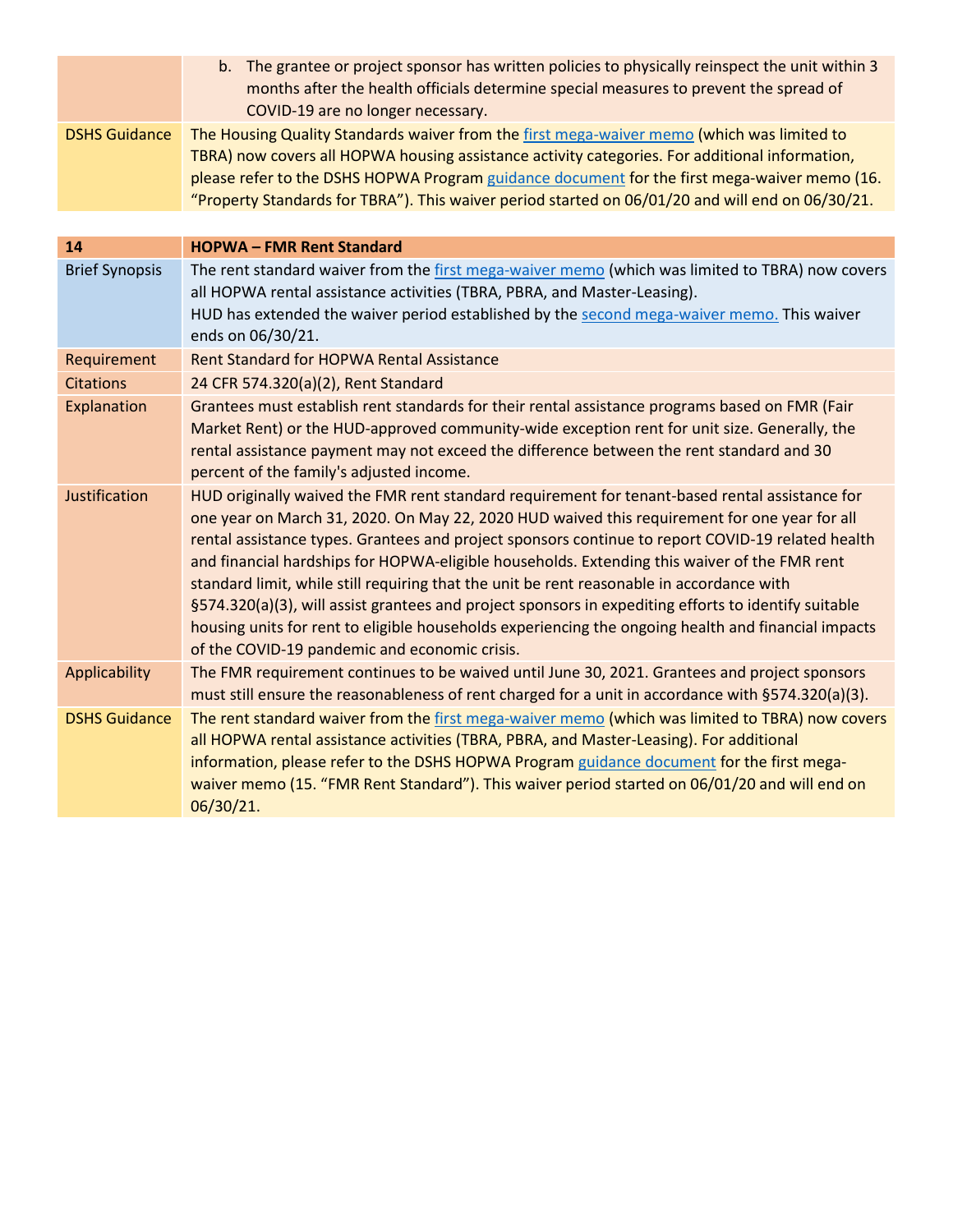| | |
|---|---|
| | b. The grantee or project sponsor has written policies to physically reinspect the unit within 3 months after the health officials determine special measures to prevent the spread of COVID-19 are no longer necessary. |
| DSHS Guidance | The Housing Quality Standards waiver from the first mega-waiver memo (which was limited to TBRA) now covers all HOPWA housing assistance activity categories. For additional information, please refer to the DSHS HOPWA Program guidance document for the first mega-waiver memo (16. "Property Standards for TBRA"). This waiver period started on 06/01/20 and will end on 06/30/21. |

| **14** | **HOPWA – FMR Rent Standard** |
|---|---|
| Brief Synopsis | The rent standard waiver from the first mega-waiver memo (which was limited to TBRA) now covers all HOPWA rental assistance activities (TBRA, PBRA, and Master-Leasing).<br>HUD has extended the waiver period established by the second mega-waiver memo. This waiver ends on 06/30/21. |
| Requirement | Rent Standard for HOPWA Rental Assistance |
| Citations | 24 CFR 574.320(a)(2), Rent Standard |
| Explanation | Grantees must establish rent standards for their rental assistance programs based on FMR (Fair Market Rent) or the HUD-approved community-wide exception rent for unit size. Generally, the rental assistance payment may not exceed the difference between the rent standard and 30 percent of the family's adjusted income. |
| Justification | HUD originally waived the FMR rent standard requirement for tenant-based rental assistance for one year on March 31, 2020. On May 22, 2020 HUD waived this requirement for one year for all rental assistance types. Grantees and project sponsors continue to report COVID-19 related health and financial hardships for HOPWA-eligible households. Extending this waiver of the FMR rent standard limit, while still requiring that the unit be rent reasonable in accordance with §574.320(a)(3), will assist grantees and project sponsors in expediting efforts to identify suitable housing units for rent to eligible households experiencing the ongoing health and financial impacts of the COVID-19 pandemic and economic crisis. |
| Applicability | The FMR requirement continues to be waived until June 30, 2021. Grantees and project sponsors must still ensure the reasonableness of rent charged for a unit in accordance with §574.320(a)(3). |
| DSHS Guidance | The rent standard waiver from the first mega-waiver memo (which was limited to TBRA) now covers all HOPWA rental assistance activities (TBRA, PBRA, and Master-Leasing). For additional information, please refer to the DSHS HOPWA Program guidance document for the first mega-waiver memo (15. "FMR Rent Standard"). This waiver period started on 06/01/20 and will end on 06/30/21. |